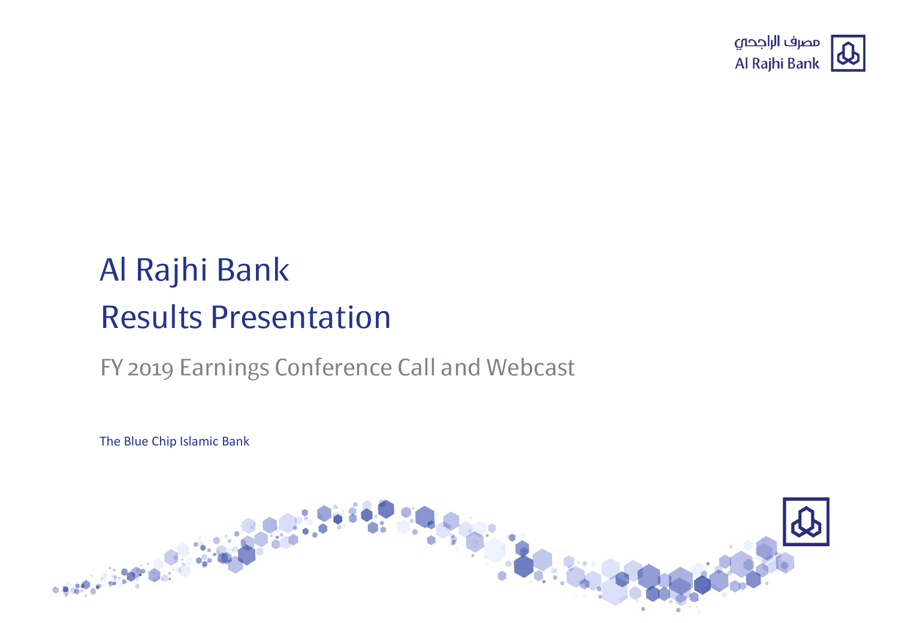مصرف الراجحي
Al Rajhi Bank

# Al Rajhi Bank
# Results Presentation

## FY 2019 Earnings Conference Call and Webcast

The Blue Chip Islamic Bank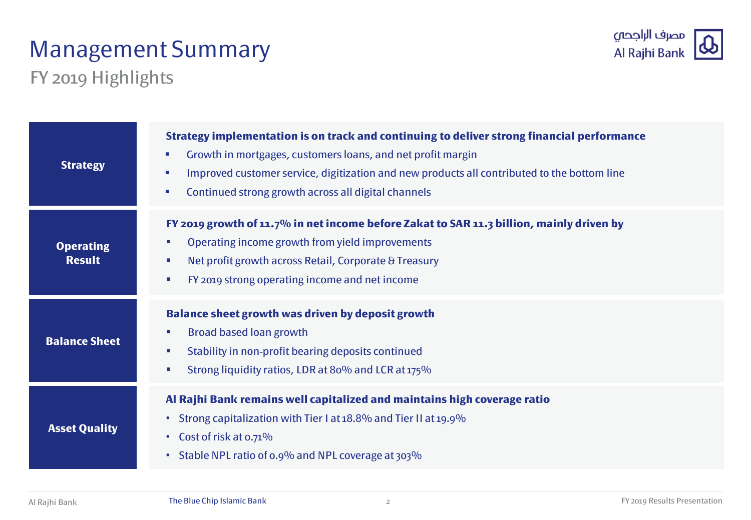# Management Summary

## FY 2019 Highlights

### Strategy

**Strategy implementation is on track and continuing to deliver strong financial performance**

- Growth in mortgages, customers loans, and net profit margin
- Improved customer service, digitization and new products all contributed to the bottom line
- Continued strong growth across all digital channels

### Operating Result

**FY 2019 growth of 11.7% in net income before Zakat to SAR 11.3 billion, mainly driven by**

- Operating income growth from yield improvements
- Net profit growth across Retail, Corporate & Treasury
- FY 2019 strong operating income and net income

### Balance Sheet

**Balance sheet growth was driven by deposit growth**

- Broad based loan growth
- Stability in non-profit bearing deposits continued
- Strong liquidity ratios, LDR at 80% and LCR at 175%

### Asset Quality

**Al Rajhi Bank remains well capitalized and maintains high coverage ratio**

- Strong capitalization with Tier I at 18.8% and Tier II at 19.9%
- Cost of risk at 0.71%
- Stable NPL ratio of 0.9% and NPL coverage at 303%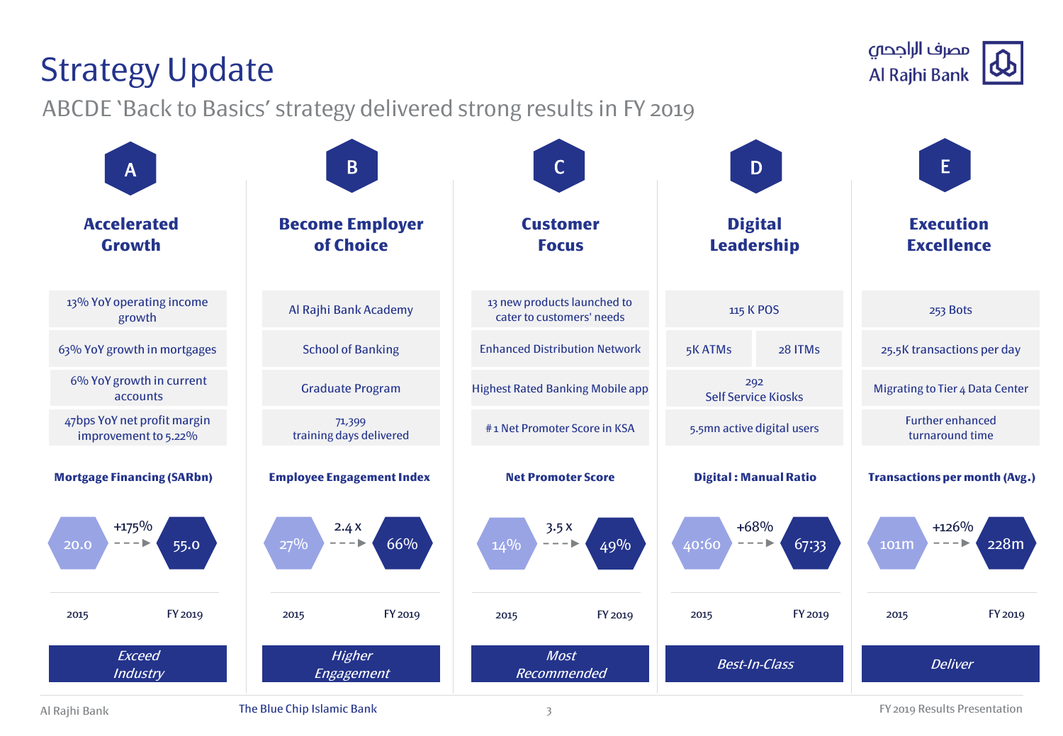# Strategy Update

ABCDE 'Back to Basics' strategy delivered strong results in FY 2019

## A — Accelerated Growth

- 13% YoY operating income growth
- 63% YoY growth in mortgages
- 6% YoY growth in current accounts
- 47bps YoY net profit margin improvement to 5.22%

**Mortgage Financing (SARbn)**

| 2015 | | FY 2019 |
|---|---|---|
| 20.0 | +175% | 55.0 |

*Exceed Industry*

## B — Become Employer of Choice

- Al Rajhi Bank Academy
- School of Banking
- Graduate Program
- 71,399 training days delivered

**Employee Engagement Index**

| 2015 | | FY 2019 |
|---|---|---|
| 27% | 2.4 x | 66% |

*Higher Engagement*

## C — Customer Focus

- 13 new products launched to cater to customers' needs
- Enhanced Distribution Network
- Highest Rated Banking Mobile app
- #1 Net Promoter Score in KSA

**Net Promoter Score**

| 2015 | | FY 2019 |
|---|---|---|
| 14% | 3.5 x | 49% |

*Most Recommended*

## D — Digital Leadership

- 115 K POS
- 5K ATMs
- 28 ITMs
- 292 Self Service Kiosks
- 5.5mn active digital users

**Digital : Manual Ratio**

| 2015 | | FY 2019 |
|---|---|---|
| 40:60 | +68% | 67:33 |

*Best-In-Class*

## E — Execution Excellence

- 253 Bots
- 25.5K transactions per day
- Migrating to Tier 4 Data Center
- Further enhanced turnaround time

**Transactions per month (Avg.)**

| 2015 | | FY 2019 |
|---|---|---|
| 101m | +126% | 228m |

*Deliver*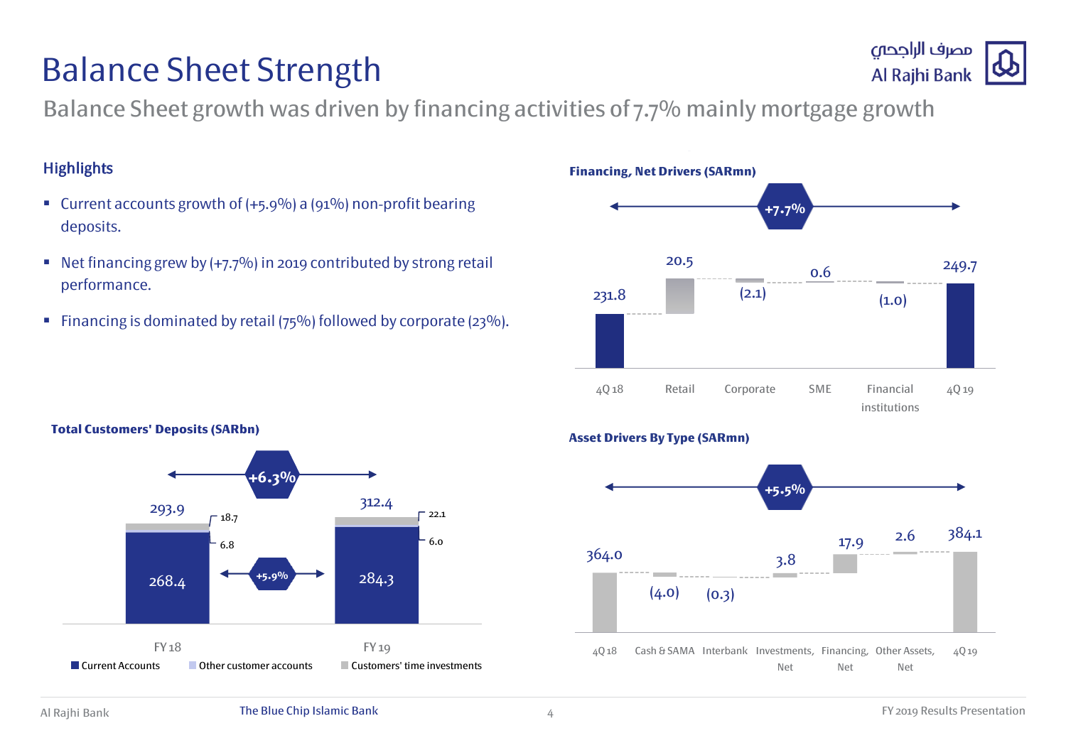# Balance Sheet Strength

Balance Sheet growth was driven by financing activities of 7.7% mainly mortgage growth

### Highlights

- Current accounts growth of (+5.9%) a (91%) non-profit bearing deposits.
- Net financing grew by (+7.7%) in 2019 contributed by strong retail performance.
- Financing is dominated by retail (75%) followed by corporate (23%).

**Financing, Net Drivers (SARmn)**

+7.7%

| 4Q 18 | Retail | Corporate | SME | Financial institutions | 4Q 19 |
|---|---|---|---|---|---|
| 231.8 | 20.5 | (2.1) | 0.6 | (1.0) | 249.7 |

**Total Customers' Deposits (SARbn)**

+6.3%

| | FY 18 | FY 19 |
|---|---|---|
| Current Accounts | 268.4 | 284.3 |
| Other customer accounts | 6.8 | 6.0 |
| Customers' time investments | 18.7 | 22.1 |
| Total | 293.9 | 312.4 |

Current Accounts: +5.9%

**Asset Drivers By Type (SARmn)**

+5.5%

| 4Q 18 | Cash & SAMA | Interbank | Investments, Net | Financing, Net | Other Assets, Net | 4Q 19 |
|---|---|---|---|---|---|---|
| 364.0 | (4.0) | (0.3) | 3.8 | 17.9 | 2.6 | 384.1 |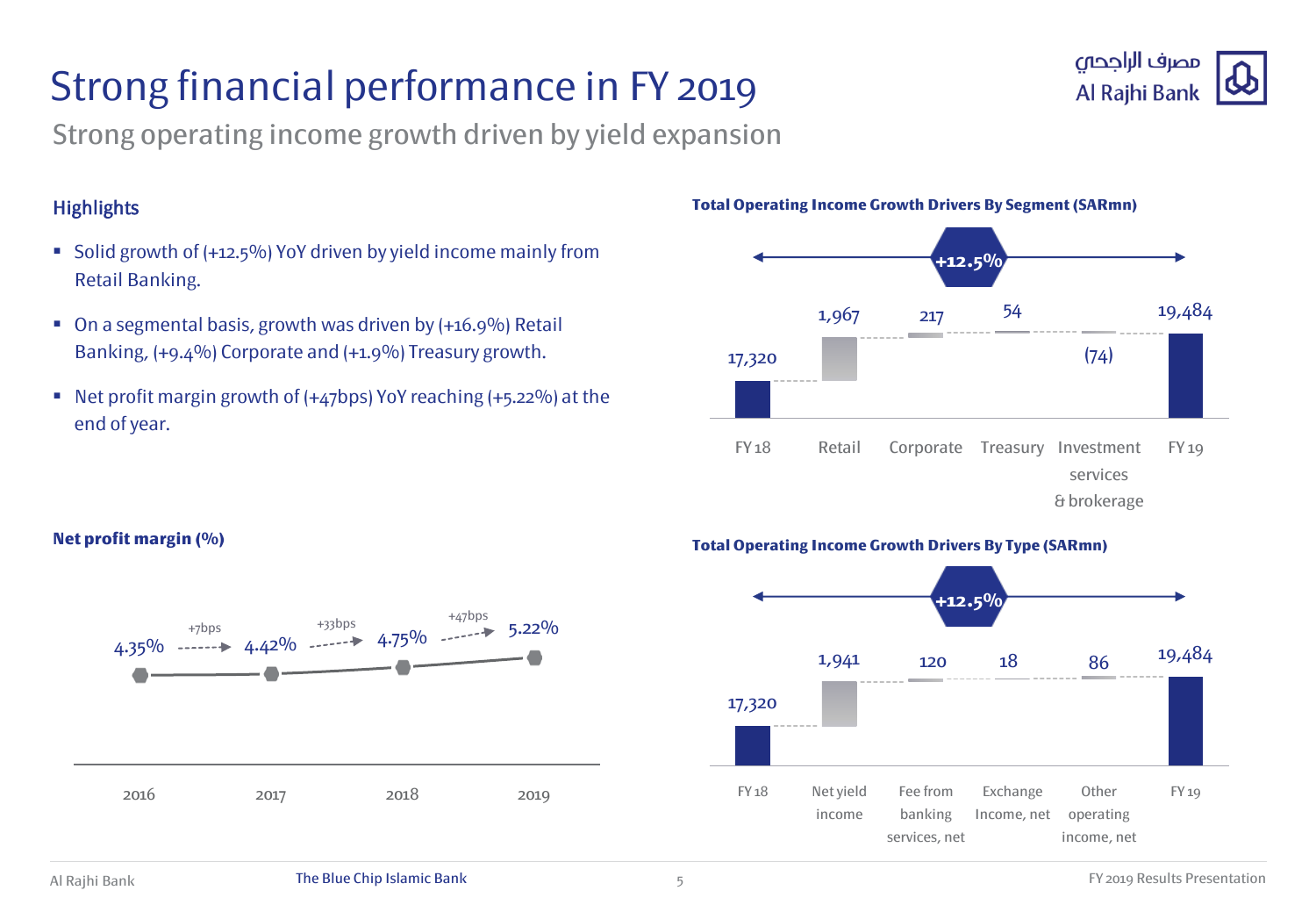# Strong financial performance in FY 2019

## Strong operating income growth driven by yield expansion

### Highlights

- Solid growth of (+12.5%) YoY driven by yield income mainly from Retail Banking.
- On a segmental basis, growth was driven by (+16.9%) Retail Banking, (+9.4%) Corporate and (+1.9%) Treasury growth.
- Net profit margin growth of (+47bps) YoY reaching (+5.22%) at the end of year.

**Total Operating Income Growth Drivers By Segment (SARmn)**

+12.5%

| FY 18 | Retail | Corporate | Treasury | Investment services & brokerage | FY 19 |
|---|---|---|---|---|---|
| 17,320 | 1,967 | 217 | 54 | (74) | 19,484 |

**Net profit margin (%)**

| 2016 | 2017 | 2018 | 2019 |
|---|---|---|---|
| 4.35% | 4.42% | 4.75% | 5.22% |
| | +7bps | +33bps | +47bps |

**Total Operating Income Growth Drivers By Type (SARmn)**

+12.5%

| FY 18 | Net yield income | Fee from banking services, net | Exchange Income, net | Other operating income, net | FY 19 |
|---|---|---|---|---|---|
| 17,320 | 1,941 | 120 | 18 | 86 | 19,484 |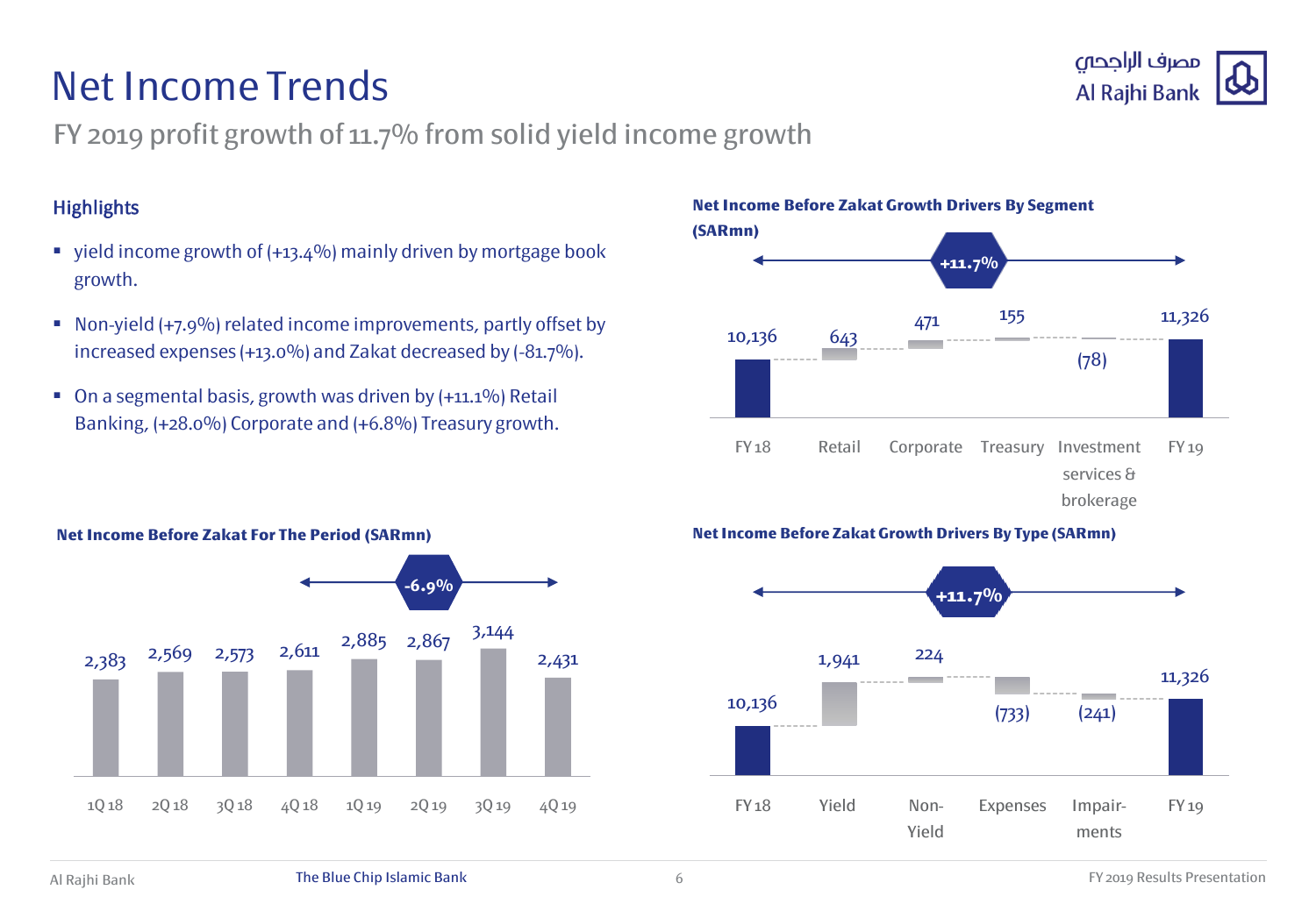# Net Income Trends

FY 2019 profit growth of 11.7% from solid yield income growth

## Highlights

- yield income growth of (+13.4%) mainly driven by mortgage book growth.
- Non-yield (+7.9%) related income improvements, partly offset by increased expenses (+13.0%) and Zakat decreased by (-81.7%).
- On a segmental basis, growth was driven by (+11.1%) Retail Banking, (+28.0%) Corporate and (+6.8%) Treasury growth.

### Net Income Before Zakat Growth Drivers By Segment (SARmn)

+11.7%

| FY 18 | Retail | Corporate | Treasury | Investment services & brokerage | FY 19 |
|---|---|---|---|---|---|
| 10,136 | 643 | 471 | 155 | (78) | 11,326 |

### Net Income Before Zakat For The Period (SARmn)

-6.9%

| 1Q 18 | 2Q 18 | 3Q 18 | 4Q 18 | 1Q 19 | 2Q 19 | 3Q 19 | 4Q 19 |
|---|---|---|---|---|---|---|---|
| 2,383 | 2,569 | 2,573 | 2,611 | 2,885 | 2,867 | 3,144 | 2,431 |

### Net Income Before Zakat Growth Drivers By Type (SARmn)

+11.7%

| FY 18 | Yield | Non-Yield | Expenses | Impairments | FY 19 |
|---|---|---|---|---|---|
| 10,136 | 1,941 | 224 | (733) | (241) | 11,326 |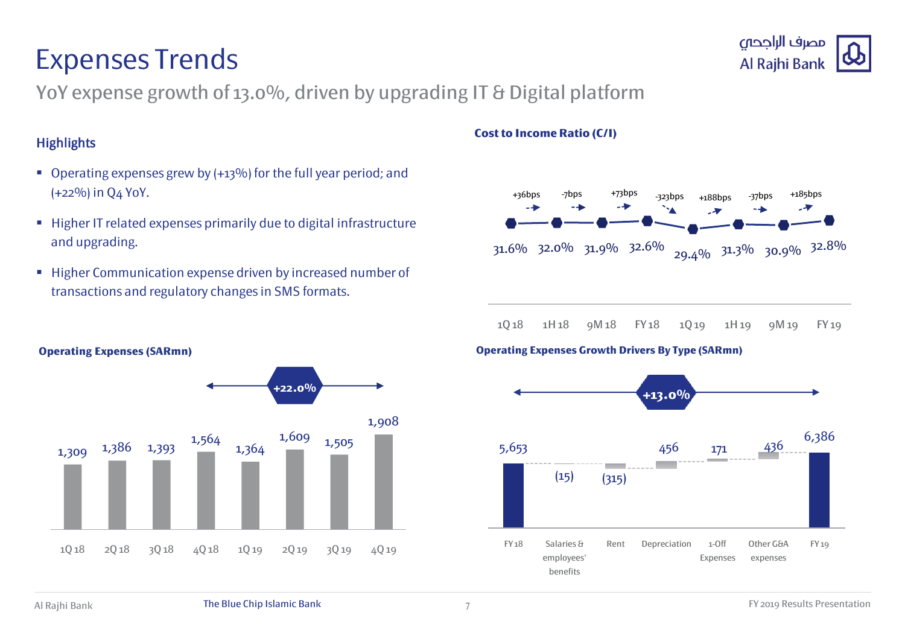# Expenses Trends

## YoY expense growth of 13.0%, driven by upgrading IT & Digital platform

### Highlights

- Operating expenses grew by (+13%) for the full year period; and (+22%) in Q4 YoY.
- Higher IT related expenses primarily due to digital infrastructure and upgrading.
- Higher Communication expense driven by increased number of transactions and regulatory changes in SMS formats.

### Cost to Income Ratio (C/I)

| | 1Q 18 | 1H 18 | 9M 18 | FY 18 | 1Q 19 | 1H 19 | 9M 19 | FY 19 |
|---|---|---|---|---|---|---|---|---|
| C/I | 31.6% | 32.0% | 31.9% | 32.6% | 29.4% | 31.3% | 30.9% | 32.8% |
| Change | | +36bps | -7bps | +73bps | -323bps | +188bps | -37bps | +185bps |

### Operating Expenses (SARmn)

| 1Q 18 | 2Q 18 | 3Q 18 | 4Q 18 | 1Q 19 | 2Q 19 | 3Q 19 | 4Q 19 |
|---|---|---|---|---|---|---|---|
| 1,309 | 1,386 | 1,393 | 1,564 | 1,364 | 1,609 | 1,505 | 1,908 |

4Q 18 to 4Q 19: +22.0%

### Operating Expenses Growth Drivers By Type (SARmn)

| FY 18 | Salaries & employees' benefits | Rent | Depreciation | 1-Off Expenses | Other G&A expenses | FY 19 |
|---|---|---|---|---|---|---|
| 5,653 | (15) | (315) | 456 | 171 | 436 | 6,386 |

FY 18 to FY 19: +13.0%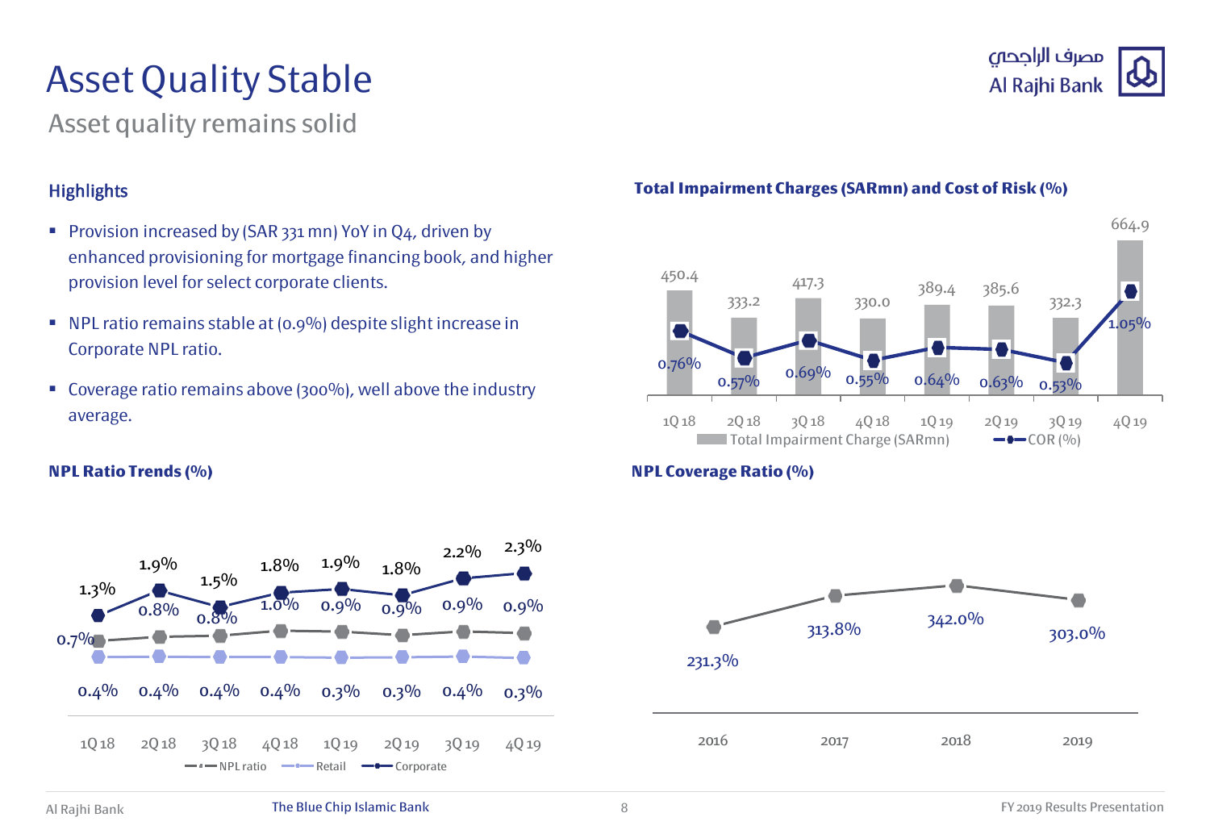# Asset Quality Stable

## Asset quality remains solid

### Highlights

- Provision increased by (SAR 331 mn) YoY in Q4, driven by enhanced provisioning for mortgage financing book, and higher provision level for select corporate clients.
- NPL ratio remains stable at (0.9%) despite slight increase in Corporate NPL ratio.
- Coverage ratio remains above (300%), well above the industry average.

### Total Impairment Charges (SARmn) and Cost of Risk (%)

| | 1Q 18 | 2Q 18 | 3Q 18 | 4Q 18 | 1Q 19 | 2Q 19 | 3Q 19 | 4Q 19 |
|---|---|---|---|---|---|---|---|---|
| Total Impairment Charge (SARmn) | 450.4 | 333.2 | 417.3 | 330.0 | 389.4 | 385.6 | 332.3 | 664.9 |
| COR (%) | 0.76% | 0.57% | 0.69% | 0.55% | 0.64% | 0.63% | 0.53% | 1.05% |

### NPL Ratio Trends (%)

| | 1Q 18 | 2Q 18 | 3Q 18 | 4Q 18 | 1Q 19 | 2Q 19 | 3Q 19 | 4Q 19 |
|---|---|---|---|---|---|---|---|---|
| NPL ratio | 0.7% | 0.8% | 0.8% | 1.0% | 0.9% | 0.9% | 0.9% | 0.9% |
| Retail | 0.4% | 0.4% | 0.4% | 0.4% | 0.3% | 0.3% | 0.4% | 0.3% |
| Corporate | 1.3% | 1.9% | 1.5% | 1.8% | 1.9% | 1.8% | 2.2% | 2.3% |

### NPL Coverage Ratio (%)

| 2016 | 2017 | 2018 | 2019 |
|---|---|---|---|
| 231.3% | 313.8% | 342.0% | 303.0% |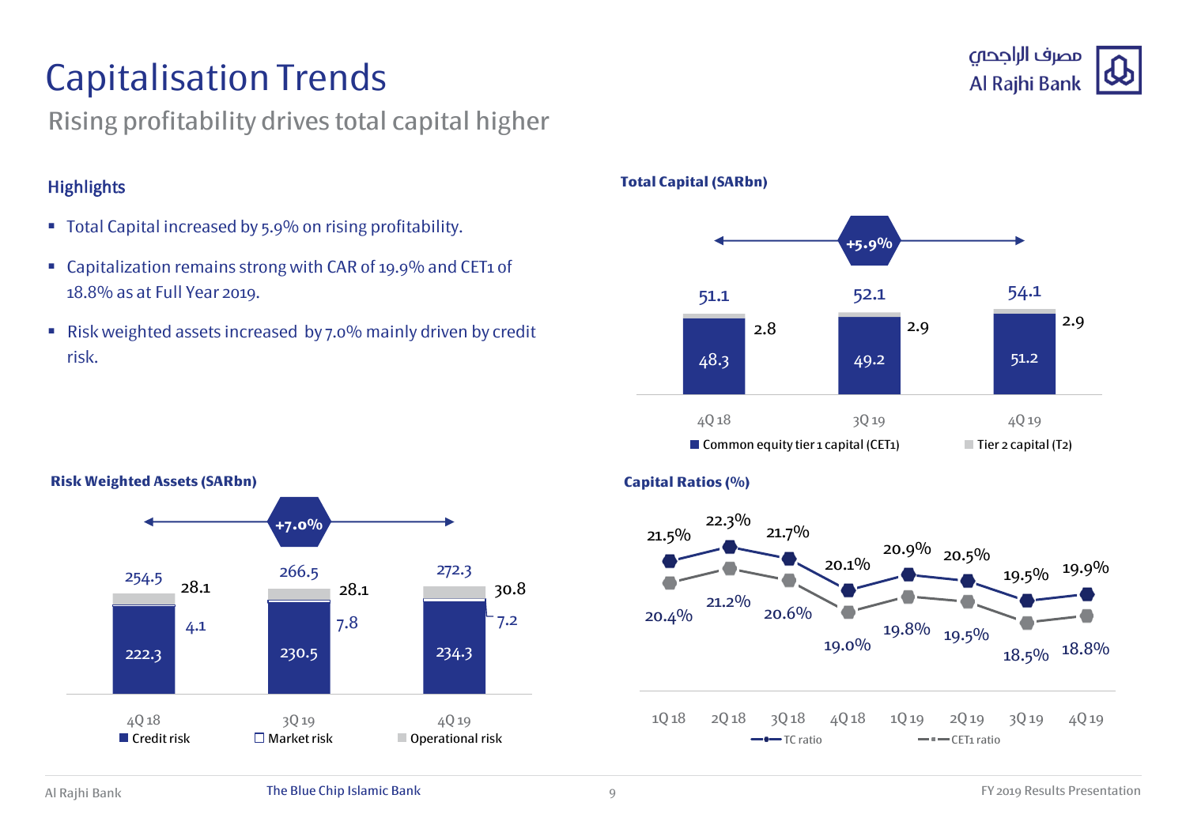# Capitalisation Trends

## Rising profitability drives total capital higher

### Highlights

- Total Capital increased by 5.9% on rising profitability.
- Capitalization remains strong with CAR of 19.9% and CET1 of 18.8% as at Full Year 2019.
- Risk weighted assets increased by 7.0% mainly driven by credit risk.

**Total Capital (SARbn)**

+5.9%

| | 4Q 18 | 3Q 19 | 4Q 19 |
|---|---|---|---|
| Common equity tier 1 capital (CET1) | 48.3 | 49.2 | 51.2 |
| Tier 2 capital (T2) | 2.8 | 2.9 | 2.9 |
| Total | 51.1 | 52.1 | 54.1 |

**Risk Weighted Assets (SARbn)**

+7.0%

| | 4Q 18 | 3Q 19 | 4Q 19 |
|---|---|---|---|
| Credit risk | 222.3 | 230.5 | 234.3 |
| Market risk | 4.1 | 7.8 | 7.2 |
| Operational risk | 28.1 | 28.1 | 30.8 |
| Total | 254.5 | 266.5 | 272.3 |

**Capital Ratios (%)**

| | 1Q 18 | 2Q 18 | 3Q 18 | 4Q 18 | 1Q 19 | 2Q 19 | 3Q 19 | 4Q 19 |
|---|---|---|---|---|---|---|---|---|
| TC ratio | 21.5% | 22.3% | 21.7% | 20.1% | 20.9% | 20.5% | 19.5% | 19.9% |
| CET1 ratio | 20.4% | 21.2% | 20.6% | 19.0% | 19.8% | 19.5% | 18.5% | 18.8% |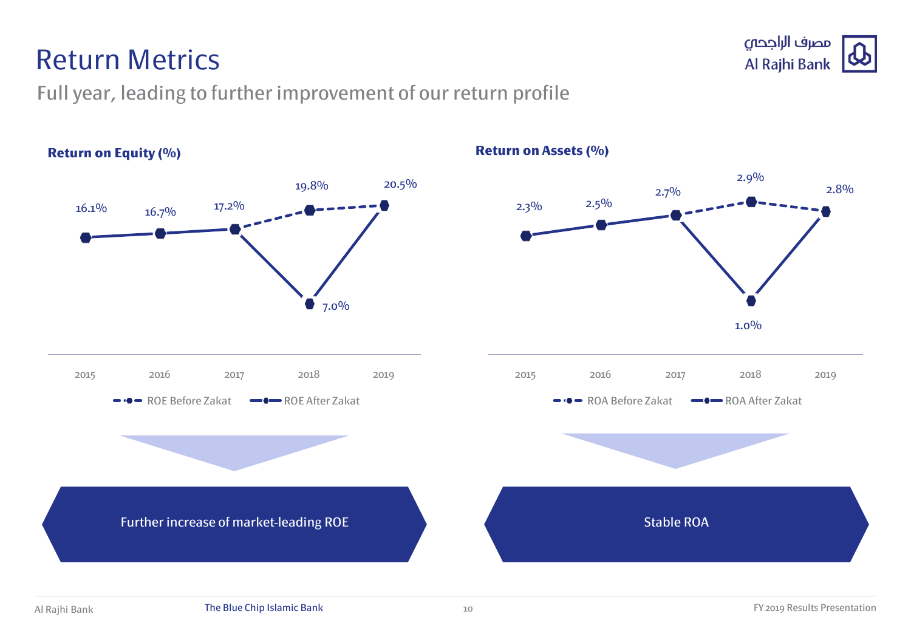# Return Metrics

## Full year, leading to further improvement of our return profile

### Return on Equity (%)

| Year | ROE Before Zakat | ROE After Zakat |
|---|---|---|
| 2015 | 16.1% | 16.1% |
| 2016 | 16.7% | 16.7% |
| 2017 | 17.2% | 17.2% |
| 2018 | 19.8% | 7.0% |
| 2019 | 20.5% | 20.5% |

Further increase of market-leading ROE

### Return on Assets (%)

| Year | ROA Before Zakat | ROA After Zakat |
|---|---|---|
| 2015 | 2.3% | 2.3% |
| 2016 | 2.5% | 2.5% |
| 2017 | 2.7% | 2.7% |
| 2018 | 2.9% | 1.0% |
| 2019 | 2.8% | 2.8% |

Stable ROA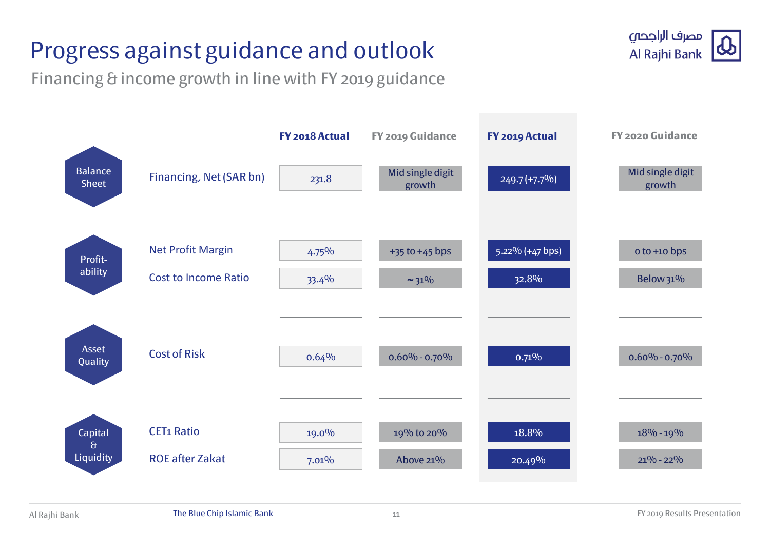# Progress against guidance and outlook

Financing & income growth in line with FY 2019 guidance

| | | FY 2018 Actual | FY 2019 Guidance | FY 2019 Actual | FY 2020 Guidance |
|---|---|---|---|---|---|
| Balance Sheet | Financing, Net (SAR bn) | 231.8 | Mid single digit growth | 249.7 (+7.7%) | Mid single digit growth |
| Profit-ability | Net Profit Margin | 4.75% | +35 to +45 bps | 5.22% (+47 bps) | 0 to +10 bps |
| | Cost to Income Ratio | 33.4% | ~ 31% | 32.8% | Below 31% |
| Asset Quality | Cost of Risk | 0.64% | 0.60% - 0.70% | 0.71% | 0.60% - 0.70% |
| Capital & Liquidity | CET1 Ratio | 19.0% | 19% to 20% | 18.8% | 18% - 19% |
| | ROE after Zakat | 7.01% | Above 21% | 20.49% | 21% - 22% |

Al Rajhi Bank — The Blue Chip Islamic Bank — FY 2019 Results Presentation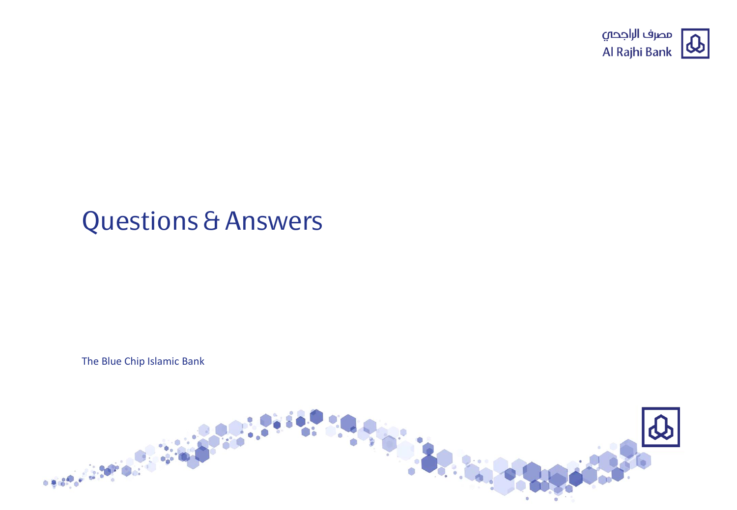مصرف الراجحي
Al Rajhi Bank

# Questions & Answers

The Blue Chip Islamic Bank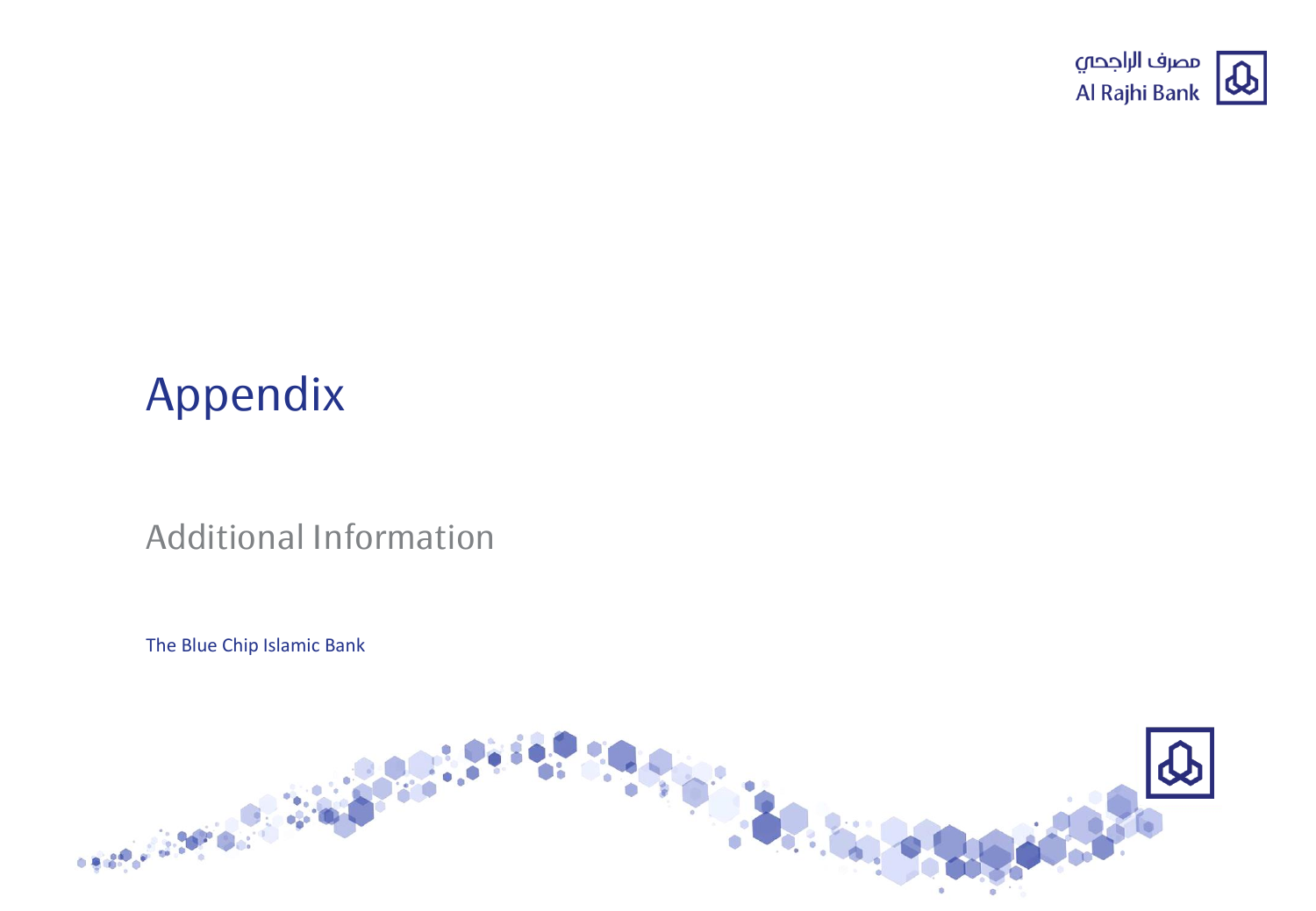# Appendix

## Additional Information

The Blue Chip Islamic Bank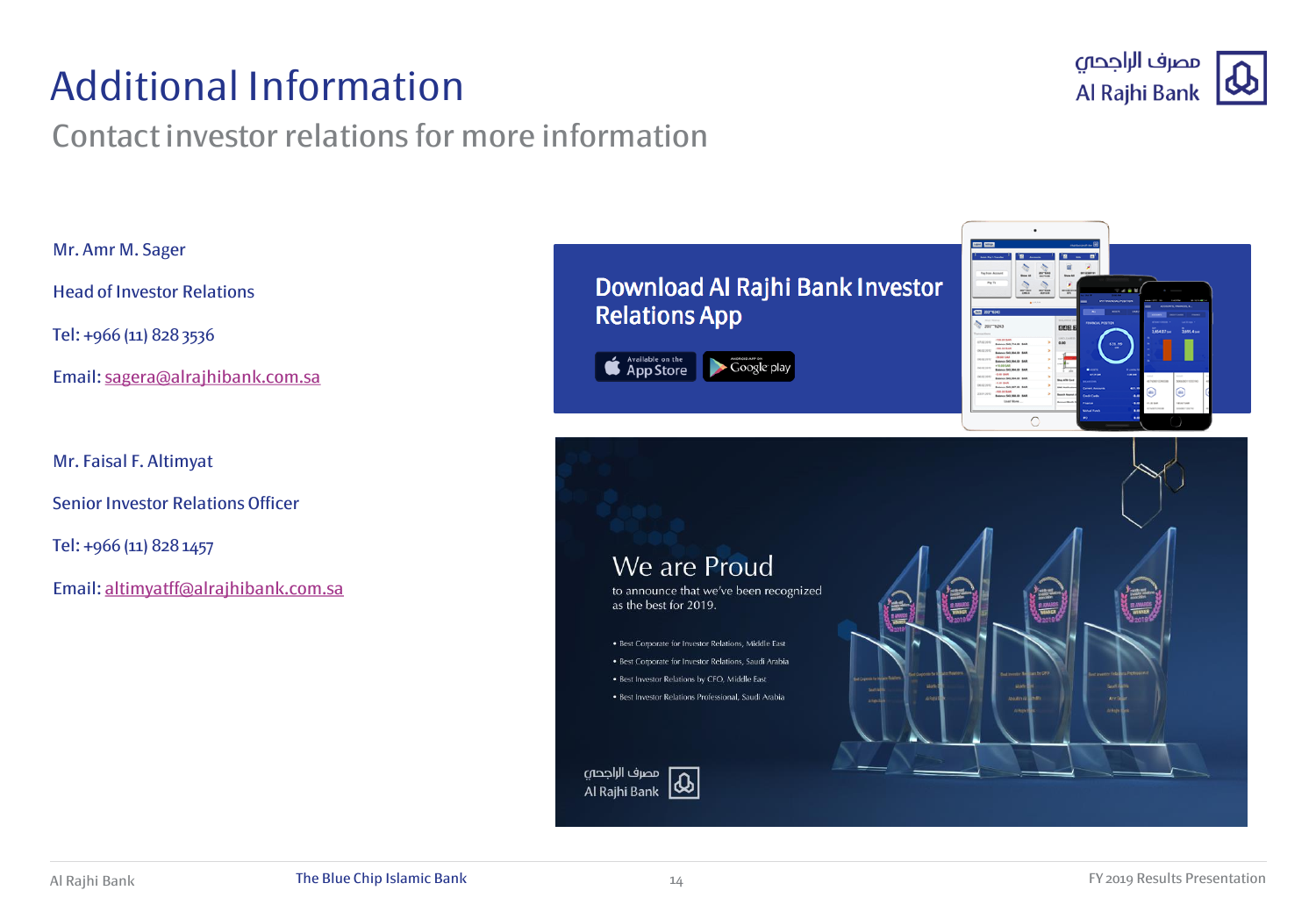# Additional Information

## Contact investor relations for more information

Mr. Amr M. Sager

Head of Investor Relations

Tel: +966 (11) 828 3536

Email: sagera@alrajhibank.com.sa

Mr. Faisal F. Altimyat

Senior Investor Relations Officer

Tel: +966 (11) 828 1457

Email: altimyatff@alrajhibank.com.sa

**Download Al Rajhi Bank Investor Relations App**

Available on the App Store | Android app on Google play

**We are Proud**

to announce that we've been recognized as the best for 2019.

- Best Corporate for Investor Relations, Middle East
- Best Corporate for Investor Relations, Saudi Arabia
- Best Investor Relations by CFO, Middle East
- Best Investor Relations Professional, Saudi Arabia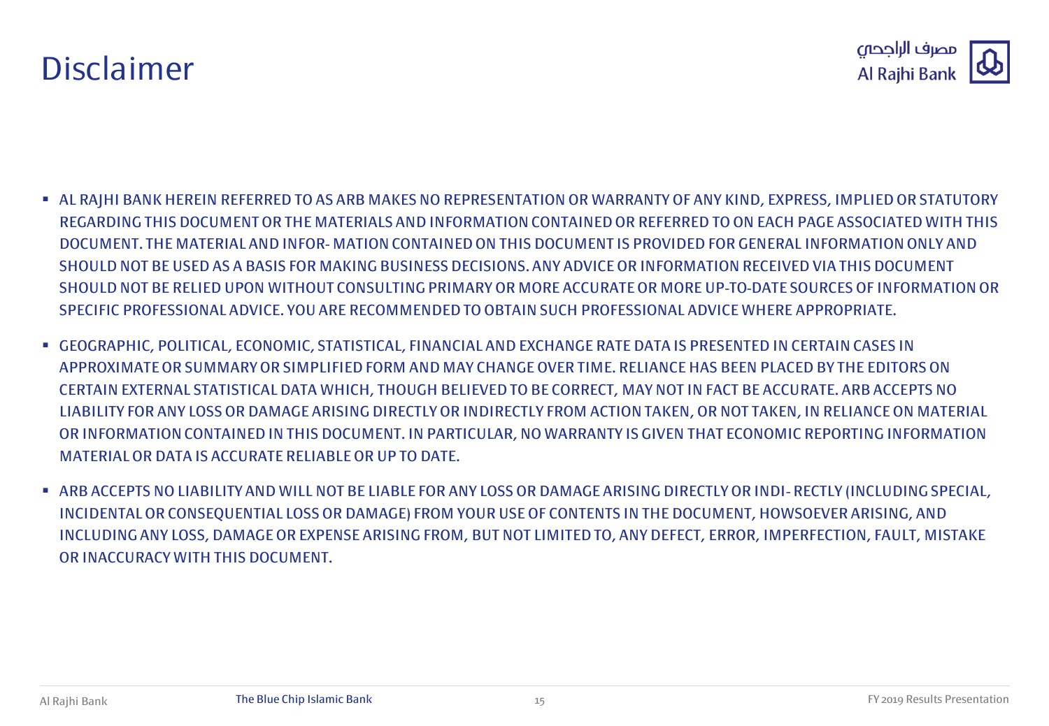# Disclaimer

- AL RAJHI BANK HEREIN REFERRED TO AS ARB MAKES NO REPRESENTATION OR WARRANTY OF ANY KIND, EXPRESS, IMPLIED OR STATUTORY REGARDING THIS DOCUMENT OR THE MATERIALS AND INFORMATION CONTAINED OR REFERRED TO ON EACH PAGE ASSOCIATED WITH THIS DOCUMENT. THE MATERIAL AND INFOR- MATION CONTAINED ON THIS DOCUMENT IS PROVIDED FOR GENERAL INFORMATION ONLY AND SHOULD NOT BE USED AS A BASIS FOR MAKING BUSINESS DECISIONS. ANY ADVICE OR INFORMATION RECEIVED VIA THIS DOCUMENT SHOULD NOT BE RELIED UPON WITHOUT CONSULTING PRIMARY OR MORE ACCURATE OR MORE UP-TO-DATE SOURCES OF INFORMATION OR SPECIFIC PROFESSIONAL ADVICE. YOU ARE RECOMMENDED TO OBTAIN SUCH PROFESSIONAL ADVICE WHERE APPROPRIATE.
- GEOGRAPHIC, POLITICAL, ECONOMIC, STATISTICAL, FINANCIAL AND EXCHANGE RATE DATA IS PRESENTED IN CERTAIN CASES IN APPROXIMATE OR SUMMARY OR SIMPLIFIED FORM AND MAY CHANGE OVER TIME. RELIANCE HAS BEEN PLACED BY THE EDITORS ON CERTAIN EXTERNAL STATISTICAL DATA WHICH, THOUGH BELIEVED TO BE CORRECT, MAY NOT IN FACT BE ACCURATE. ARB ACCEPTS NO LIABILITY FOR ANY LOSS OR DAMAGE ARISING DIRECTLY OR INDIRECTLY FROM ACTION TAKEN, OR NOT TAKEN, IN RELIANCE ON MATERIAL OR INFORMATION CONTAINED IN THIS DOCUMENT. IN PARTICULAR, NO WARRANTY IS GIVEN THAT ECONOMIC REPORTING INFORMATION MATERIAL OR DATA IS ACCURATE RELIABLE OR UP TO DATE.
- ARB ACCEPTS NO LIABILITY AND WILL NOT BE LIABLE FOR ANY LOSS OR DAMAGE ARISING DIRECTLY OR INDI- RECTLY (INCLUDING SPECIAL, INCIDENTAL OR CONSEQUENTIAL LOSS OR DAMAGE) FROM YOUR USE OF CONTENTS IN THE DOCUMENT, HOWSOEVER ARISING, AND INCLUDING ANY LOSS, DAMAGE OR EXPENSE ARISING FROM, BUT NOT LIMITED TO, ANY DEFECT, ERROR, IMPERFECTION, FAULT, MISTAKE OR INACCURACY WITH THIS DOCUMENT.